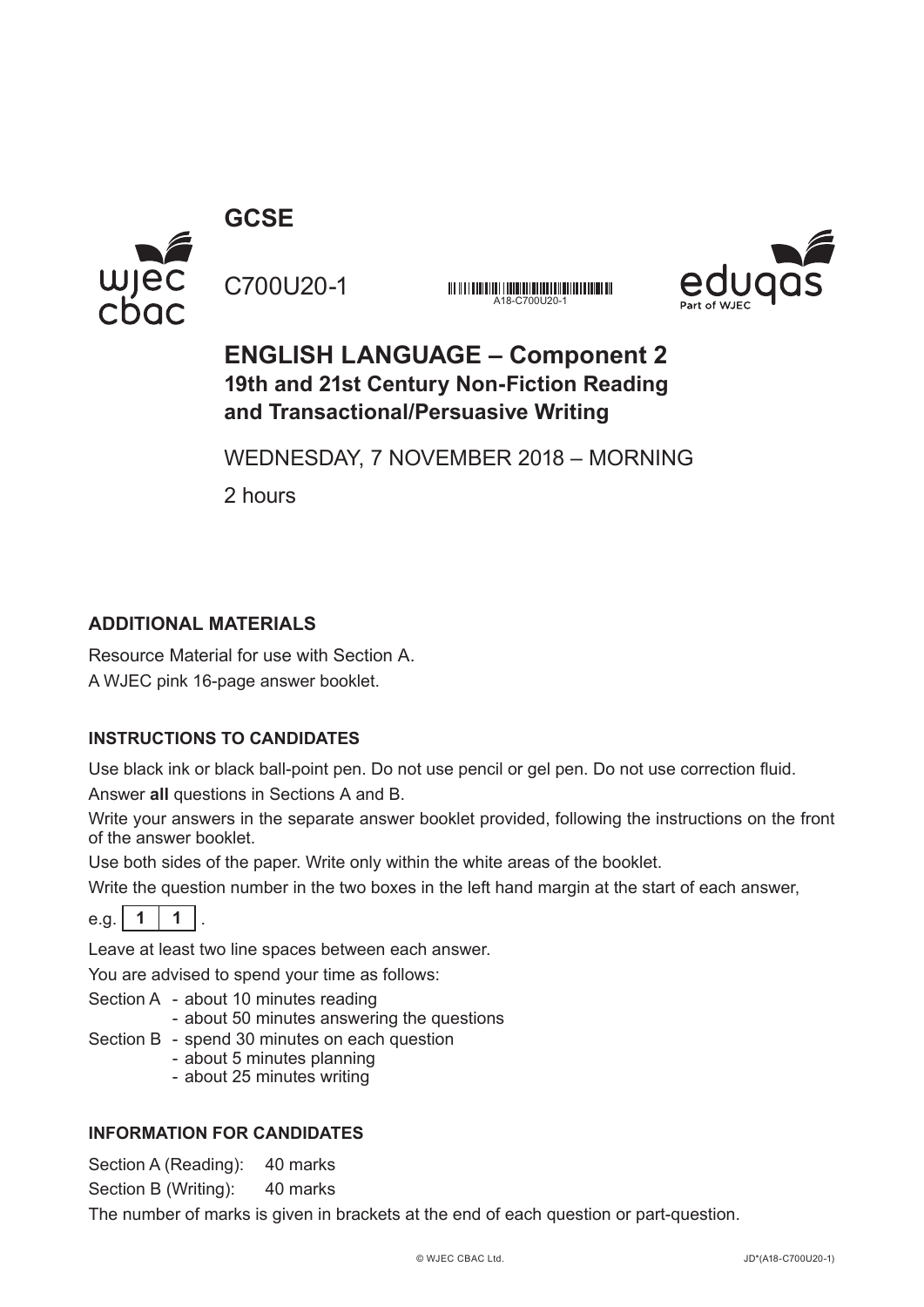# GCSE

C700U20-1

A18-C700U20-1

## ENGLISH LANGUAGE – Component 2
### 19th and 21st Century Non-Fiction Reading and Transactional/Persuasive Writing

WEDNESDAY, 7 NOVEMBER 2018 – MORNING

2 hours

#### ADDITIONAL MATERIALS

Resource Material for use with Section A.
A WJEC pink 16-page answer booklet.

#### INSTRUCTIONS TO CANDIDATES

Use black ink or black ball-point pen. Do not use pencil or gel pen. Do not use correction fluid.

Answer **all** questions in Sections A and B.

Write your answers in the separate answer booklet provided, following the instructions on the front of the answer booklet.

Use both sides of the paper. Write only within the white areas of the booklet.

Write the question number in the two boxes in the left hand margin at the start of each answer,

e.g. | 1 | 1 | .

Leave at least two line spaces between each answer.

You are advised to spend your time as follows:

Section A - about 10 minutes reading
- about 50 minutes answering the questions

Section B - spend 30 minutes on each question
- about 5 minutes planning
- about 25 minutes writing

#### INFORMATION FOR CANDIDATES

Section A (Reading): 40 marks

Section B (Writing): 40 marks

The number of marks is given in brackets at the end of each question or part-question.

© WJEC CBAC Ltd. JD*(A18-C700U20-1)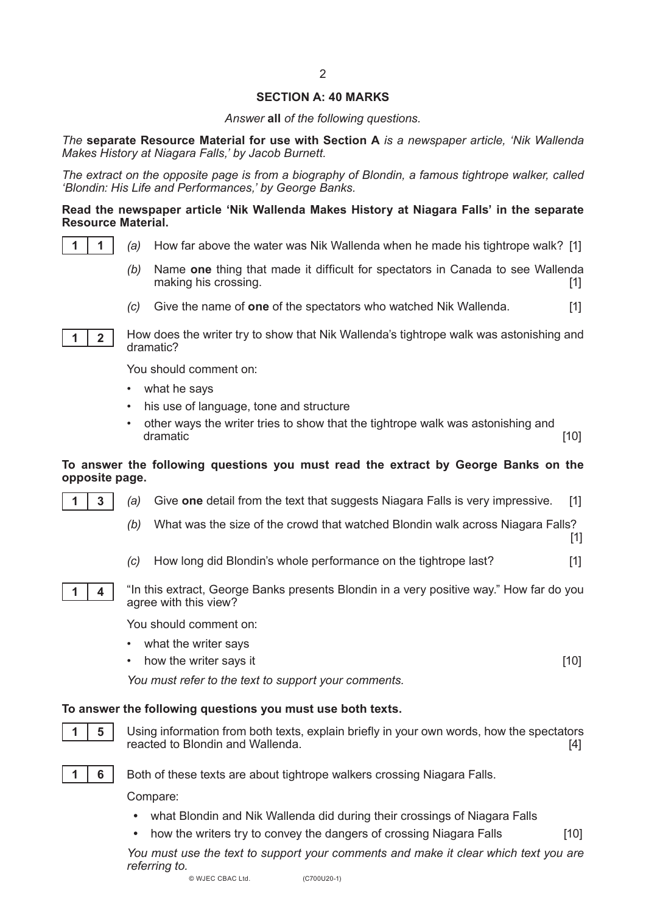## SECTION A: 40 MARKS

*Answer* **all** *of the following questions.*

*The* **separate Resource Material for use with Section A** *is a newspaper article, 'Nik Wallenda Makes History at Niagara Falls,' by Jacob Burnett.*

*The extract on the opposite page is from a biography of Blondin, a famous tightrope walker, called 'Blondin: His Life and Performances,' by George Banks.*

**Read the newspaper article 'Nik Wallenda Makes History at Niagara Falls' in the separate Resource Material.**

**1 1** *(a)* How far above the water was Nik Wallenda when he made his tightrope walk? [1]

*(b)* Name **one** thing that made it difficult for spectators in Canada to see Wallenda making his crossing. [1]

*(c)* Give the name of **one** of the spectators who watched Nik Wallenda. [1]

**1 2** How does the writer try to show that Nik Wallenda's tightrope walk was astonishing and dramatic?

You should comment on:

- what he says
- his use of language, tone and structure
- other ways the writer tries to show that the tightrope walk was astonishing and dramatic [10]

**To answer the following questions you must read the extract by George Banks on the opposite page.**

**1 3** *(a)* Give **one** detail from the text that suggests Niagara Falls is very impressive. [1]

*(b)* What was the size of the crowd that watched Blondin walk across Niagara Falls? [1]

*(c)* How long did Blondin's whole performance on the tightrope last? [1]

**1 4** "In this extract, George Banks presents Blondin in a very positive way." How far do you agree with this view?

You should comment on:

- what the writer says
- how the writer says it [10]

*You must refer to the text to support your comments.*

**To answer the following questions you must use both texts.**

**1 5** Using information from both texts, explain briefly in your own words, how the spectators reacted to Blondin and Wallenda. [4]

**1 6** Both of these texts are about tightrope walkers crossing Niagara Falls.

Compare:

- what Blondin and Nik Wallenda did during their crossings of Niagara Falls
- how the writers try to convey the dangers of crossing Niagara Falls [10]

*You must use the text to support your comments and make it clear which text you are referring to.*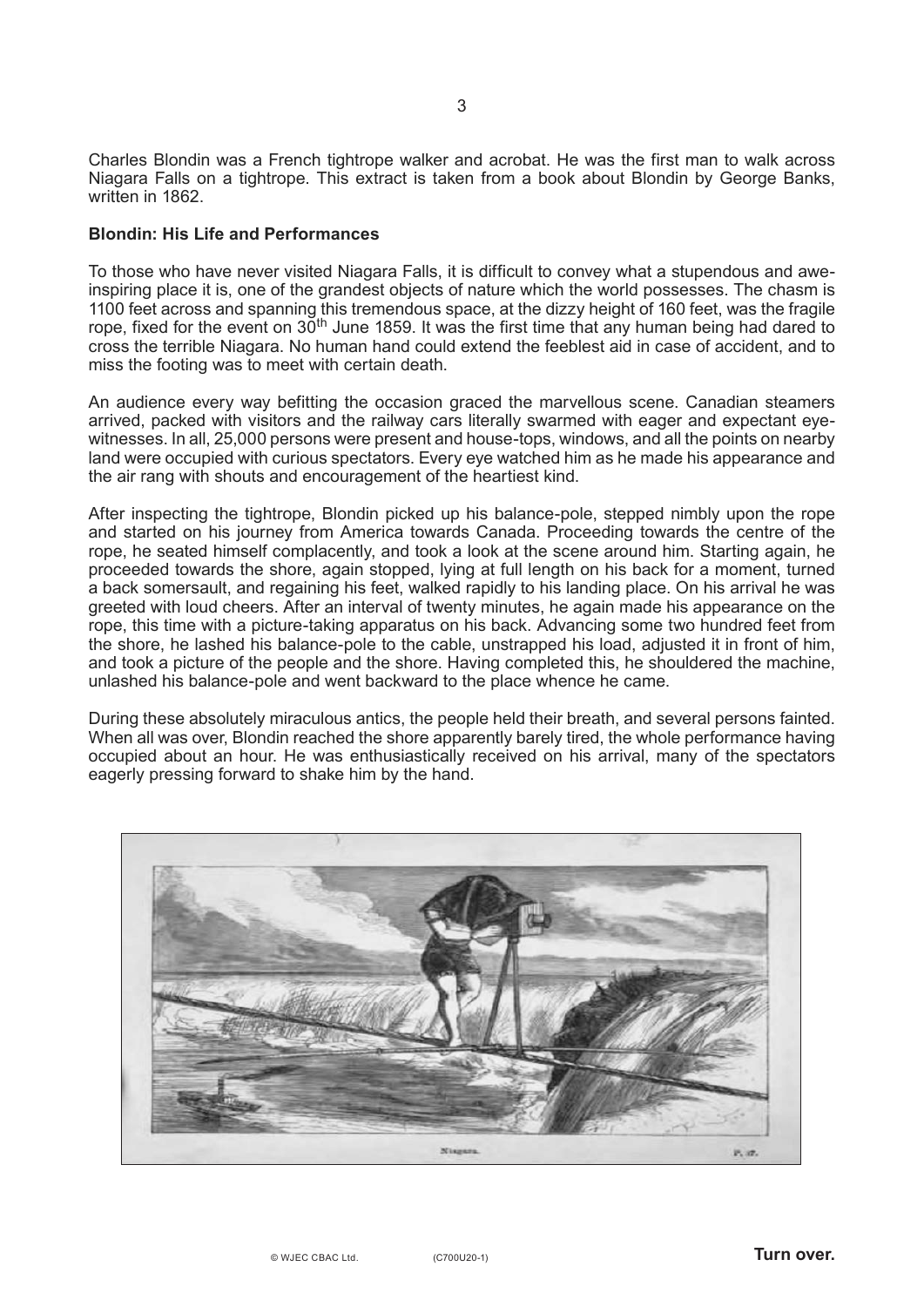Charles Blondin was a French tightrope walker and acrobat. He was the first man to walk across Niagara Falls on a tightrope. This extract is taken from a book about Blondin by George Banks, written in 1862.

**Blondin: His Life and Performances**

To those who have never visited Niagara Falls, it is difficult to convey what a stupendous and awe-inspiring place it is, one of the grandest objects of nature which the world possesses. The chasm is 1100 feet across and spanning this tremendous space, at the dizzy height of 160 feet, was the fragile rope, fixed for the event on 30th June 1859. It was the first time that any human being had dared to cross the terrible Niagara. No human hand could extend the feeblest aid in case of accident, and to miss the footing was to meet with certain death.

An audience every way befitting the occasion graced the marvellous scene. Canadian steamers arrived, packed with visitors and the railway cars literally swarmed with eager and expectant eye-witnesses. In all, 25,000 persons were present and house-tops, windows, and all the points on nearby land were occupied with curious spectators. Every eye watched him as he made his appearance and the air rang with shouts and encouragement of the heartiest kind.

After inspecting the tightrope, Blondin picked up his balance-pole, stepped nimbly upon the rope and started on his journey from America towards Canada. Proceeding towards the centre of the rope, he seated himself complacently, and took a look at the scene around him. Starting again, he proceeded towards the shore, again stopped, lying at full length on his back for a moment, turned a back somersault, and regaining his feet, walked rapidly to his landing place. On his arrival he was greeted with loud cheers. After an interval of twenty minutes, he again made his appearance on the rope, this time with a picture-taking apparatus on his back. Advancing some two hundred feet from the shore, he lashed his balance-pole to the cable, unstrapped his load, adjusted it in front of him, and took a picture of the people and the shore. Having completed this, he shouldered the machine, unlashed his balance-pole and went backward to the place whence he came.

During these absolutely miraculous antics, the people held their breath, and several persons fainted. When all was over, Blondin reached the shore apparently barely tired, the whole performance having occupied about an hour. He was enthusiastically received on his arrival, many of the spectators eagerly pressing forward to shake him by the hand.

Niagara. P. 37.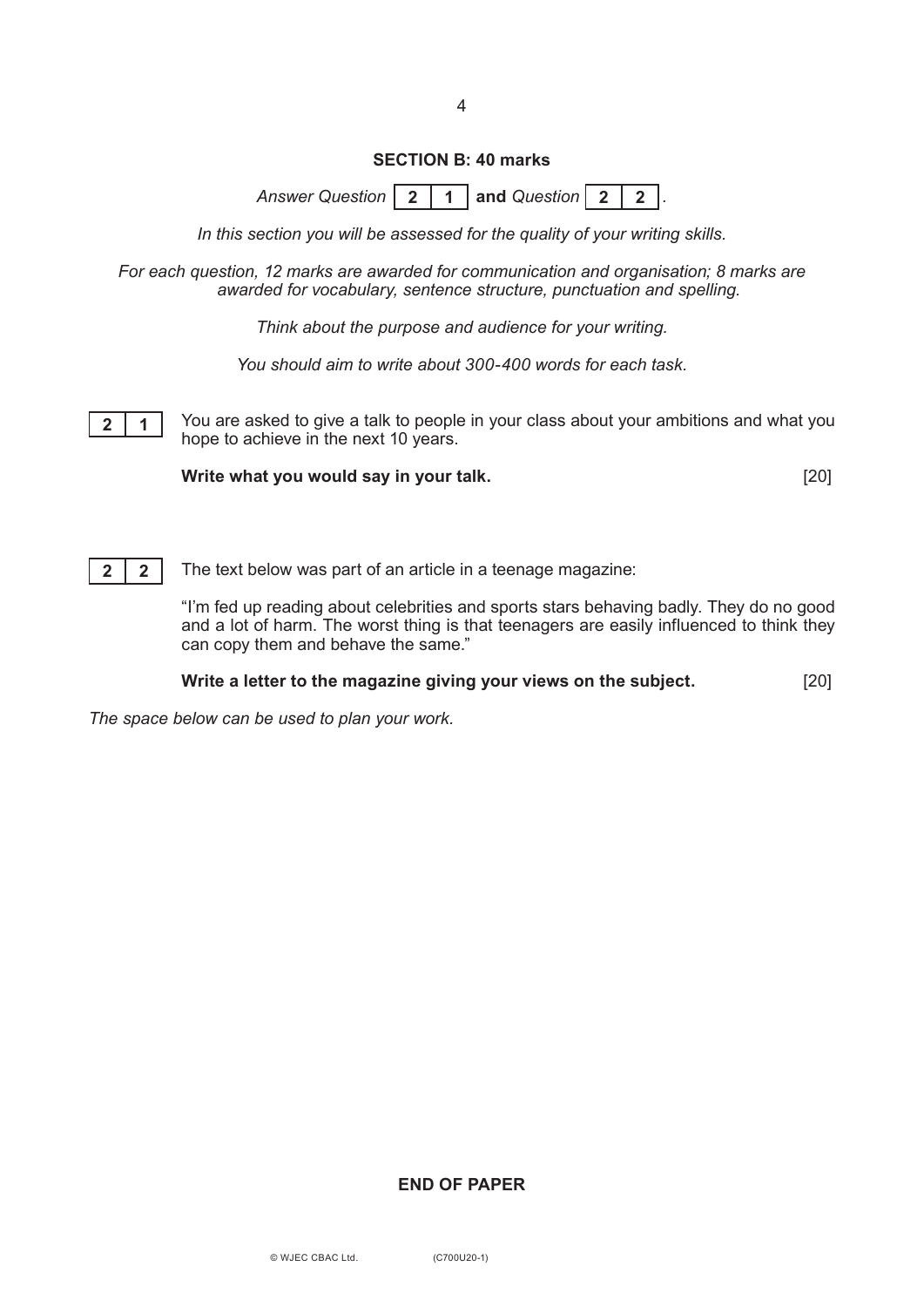## SECTION B: 40 marks

*Answer Question* **2 1** **and** *Question* **2 2**.

*In this section you will be assessed for the quality of your writing skills.*

*For each question, 12 marks are awarded for communication and organisation; 8 marks are awarded for vocabulary, sentence structure, punctuation and spelling.*

*Think about the purpose and audience for your writing.*

*You should aim to write about 300-400 words for each task.*

**2 1** You are asked to give a talk to people in your class about your ambitions and what you hope to achieve in the next 10 years.

**Write what you would say in your talk.** [20]

**2 2** The text below was part of an article in a teenage magazine:

"I'm fed up reading about celebrities and sports stars behaving badly. They do no good and a lot of harm. The worst thing is that teenagers are easily influenced to think they can copy them and behave the same."

**Write a letter to the magazine giving your views on the subject.** [20]

*The space below can be used to plan your work.*

**END OF PAPER**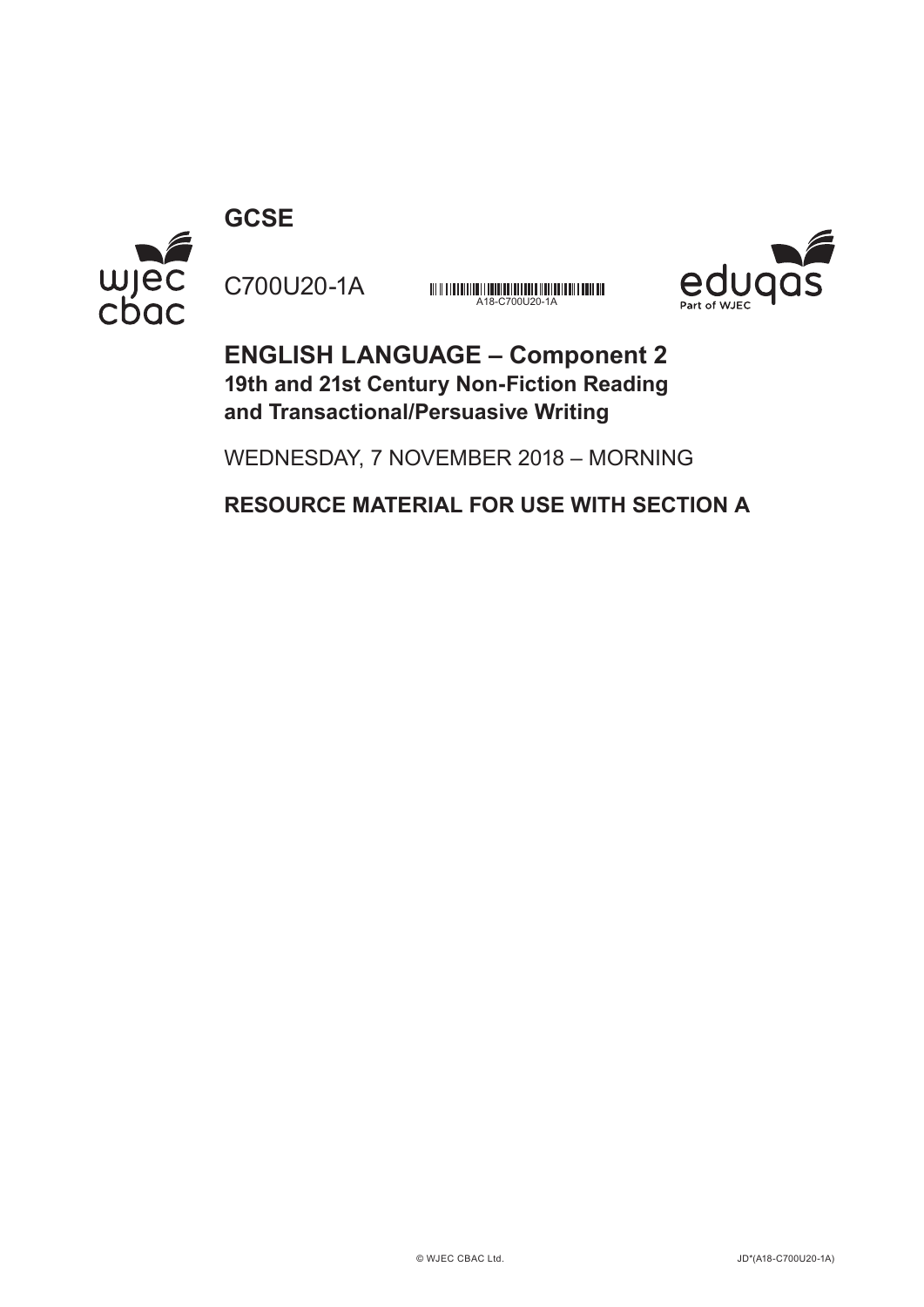# GCSE

C700U20-1A

A18-C700U20-1A

## ENGLISH LANGUAGE – Component 2

### 19th and 21st Century Non-Fiction Reading and Transactional/Persuasive Writing

WEDNESDAY, 7 NOVEMBER 2018 – MORNING

**RESOURCE MATERIAL FOR USE WITH SECTION A**

© WJEC CBAC Ltd.

JD*(A18-C700U20-1A)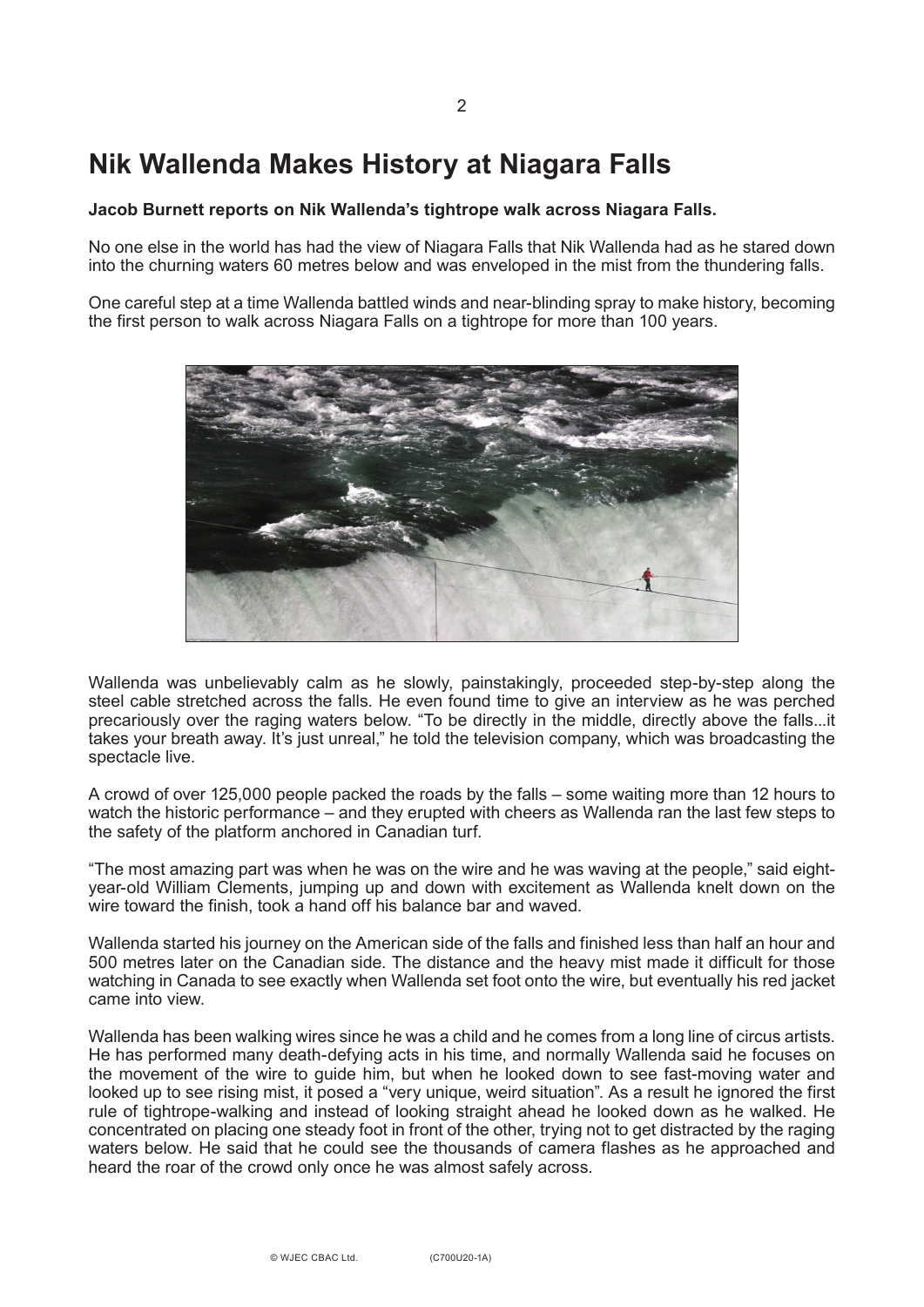# Nik Wallenda Makes History at Niagara Falls

**Jacob Burnett reports on Nik Wallenda's tightrope walk across Niagara Falls.**

No one else in the world has had the view of Niagara Falls that Nik Wallenda had as he stared down into the churning waters 60 metres below and was enveloped in the mist from the thundering falls.

One careful step at a time Wallenda battled winds and near-blinding spray to make history, becoming the first person to walk across Niagara Falls on a tightrope for more than 100 years.

Wallenda was unbelievably calm as he slowly, painstakingly, proceeded step-by-step along the steel cable stretched across the falls. He even found time to give an interview as he was perched precariously over the raging waters below. "To be directly in the middle, directly above the falls...it takes your breath away. It's just unreal," he told the television company, which was broadcasting the spectacle live.

A crowd of over 125,000 people packed the roads by the falls – some waiting more than 12 hours to watch the historic performance – and they erupted with cheers as Wallenda ran the last few steps to the safety of the platform anchored in Canadian turf.

"The most amazing part was when he was on the wire and he was waving at the people," said eight-year-old William Clements, jumping up and down with excitement as Wallenda knelt down on the wire toward the finish, took a hand off his balance bar and waved.

Wallenda started his journey on the American side of the falls and finished less than half an hour and 500 metres later on the Canadian side. The distance and the heavy mist made it difficult for those watching in Canada to see exactly when Wallenda set foot onto the wire, but eventually his red jacket came into view.

Wallenda has been walking wires since he was a child and he comes from a long line of circus artists. He has performed many death-defying acts in his time, and normally Wallenda said he focuses on the movement of the wire to guide him, but when he looked down to see fast-moving water and looked up to see rising mist, it posed a "very unique, weird situation". As a result he ignored the first rule of tightrope-walking and instead of looking straight ahead he looked down as he walked. He concentrated on placing one steady foot in front of the other, trying not to get distracted by the raging waters below. He said that he could see the thousands of camera flashes as he approached and heard the roar of the crowd only once he was almost safely across.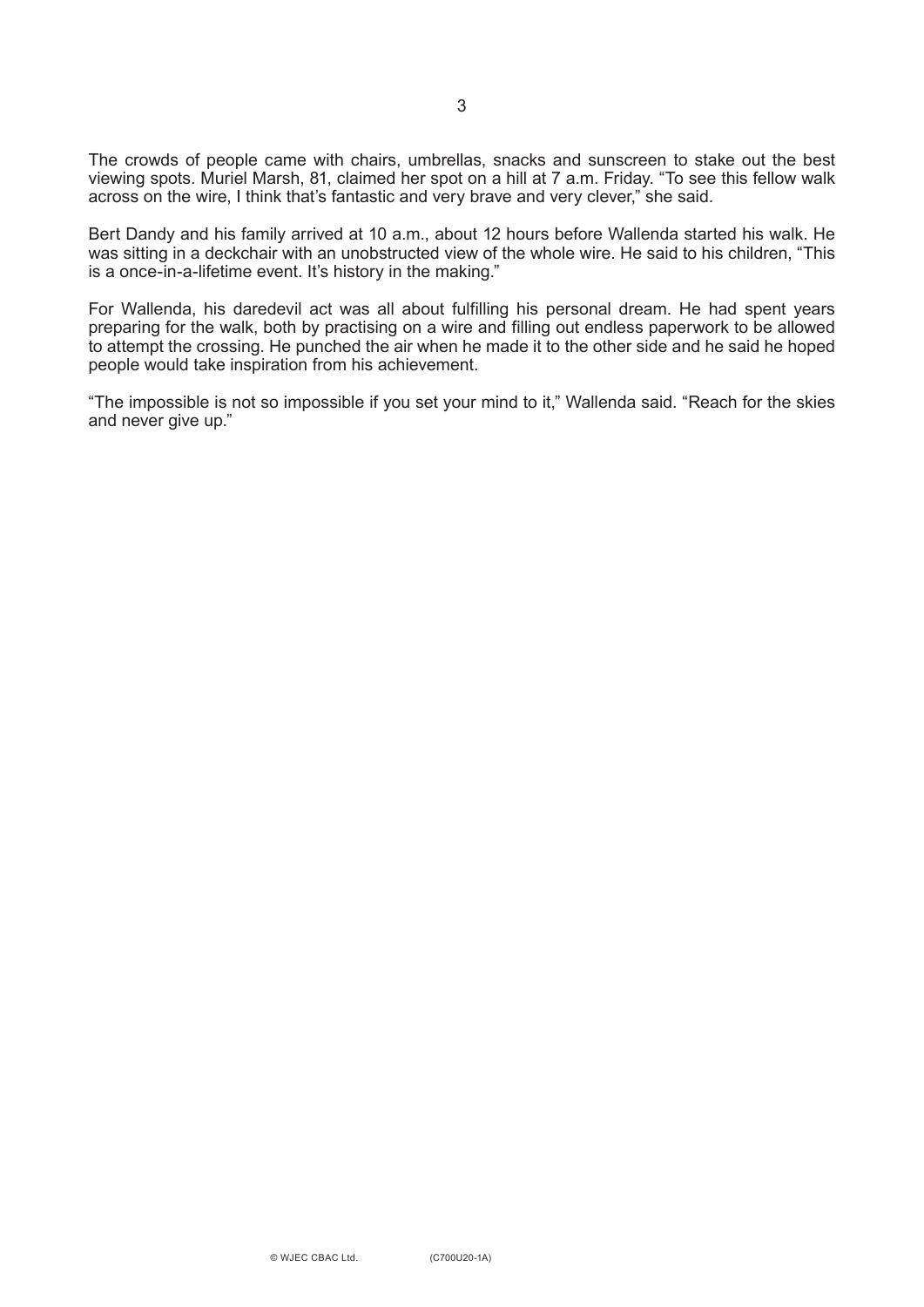The crowds of people came with chairs, umbrellas, snacks and sunscreen to stake out the best viewing spots. Muriel Marsh, 81, claimed her spot on a hill at 7 a.m. Friday. "To see this fellow walk across on the wire, I think that's fantastic and very brave and very clever," she said.

Bert Dandy and his family arrived at 10 a.m., about 12 hours before Wallenda started his walk. He was sitting in a deckchair with an unobstructed view of the whole wire. He said to his children, "This is a once-in-a-lifetime event. It's history in the making."

For Wallenda, his daredevil act was all about fulfilling his personal dream. He had spent years preparing for the walk, both by practising on a wire and filling out endless paperwork to be allowed to attempt the crossing. He punched the air when he made it to the other side and he said he hoped people would take inspiration from his achievement.

"The impossible is not so impossible if you set your mind to it," Wallenda said. "Reach for the skies and never give up."